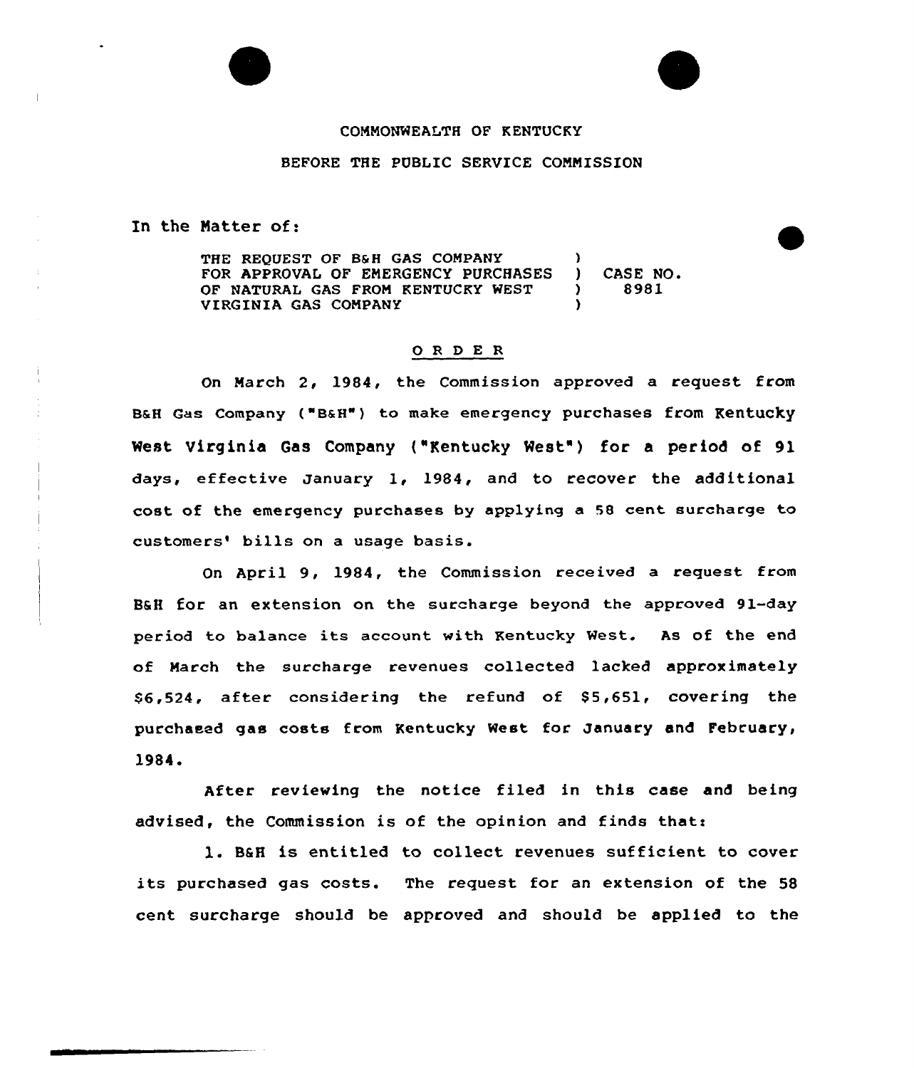COMMONWEALTH OF KENTUCKY

BEFORE THE PUBLIC SERVICE COMMISSION

In the Matter of:

| | | |
|---|---|---|
| THE REQUEST OF B&H GAS COMPANY | ) | |
| FOR APPROVAL OF EMERGENCY PURCHASES | ) | CASE NO. |
| OF NATURAL GAS FROM KENTUCKY WEST | ) | 8981 |
| VIRGINIA GAS COMPANY | ) | |

## O R D E R

On March 2, 1984, the Commission approved a request from B&H Gas Company ("B&H") to make emergency purchases from Kentucky West Virginia Gas Company ("Kentucky West") for a period of 91 days, effective January 1, 1984, and to recover the additional cost of the emergency purchases by applying a 58 cent surcharge to customers' bills on a usage basis.

On April 9, 1984, the Commission received a request from B&H for an extension on the surcharge beyond the approved 91-day period to balance its account with Kentucky West. As of the end of March the surcharge revenues collected lacked approximately $6,524, after considering the refund of $5,651, covering the purchased gas costs from Kentucky West for January and February, 1984.

After reviewing the notice filed in this case and being advised, the Commission is of the opinion and finds that:

1. B&H is entitled to collect revenues sufficient to cover its purchased gas costs. The request for an extension of the 58 cent surcharge should be approved and should be applied to the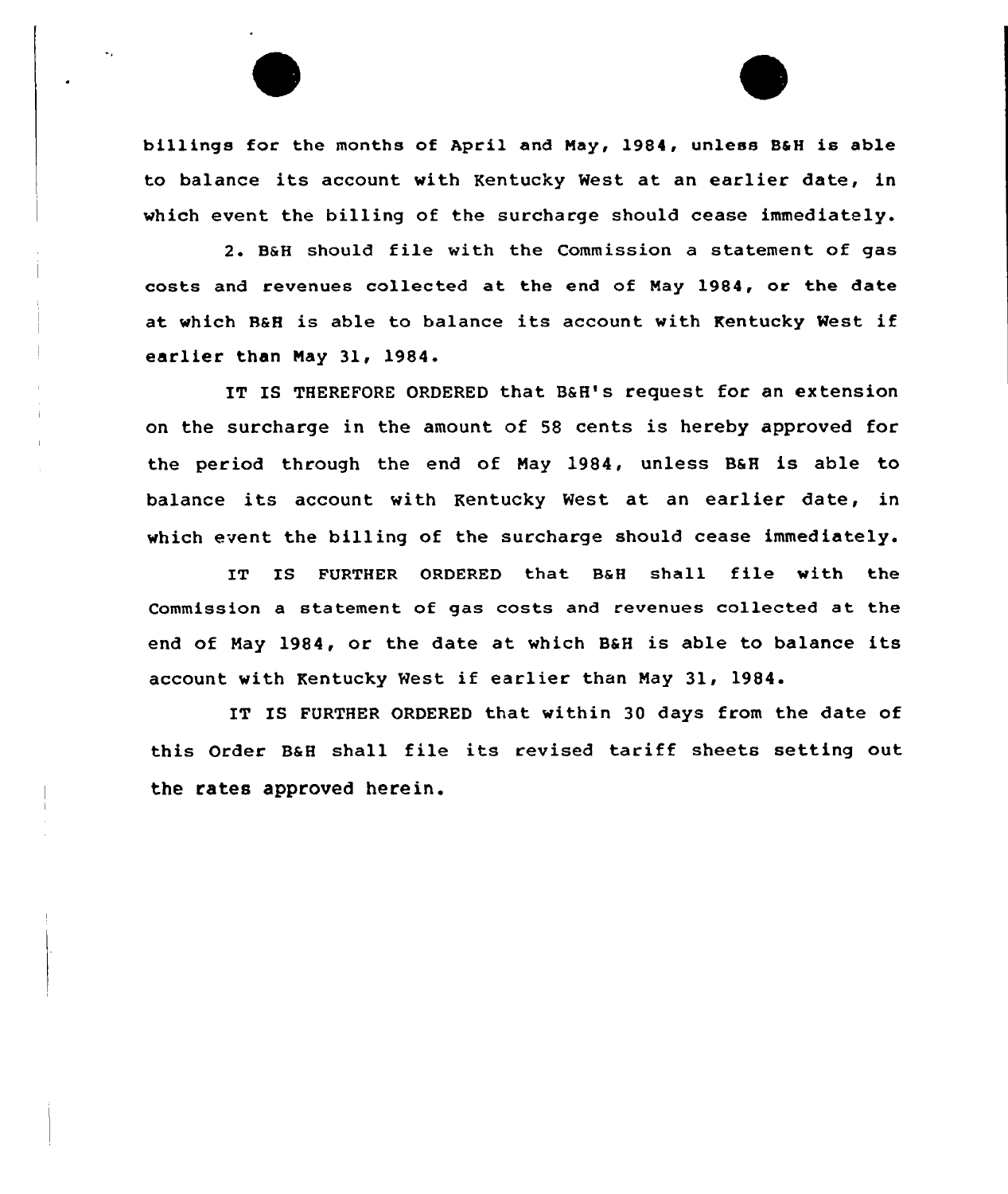billings for the months of April and May, 1984, unless B&H is able to balance its account with Kentucky West at an earlier date, in which event the billing of the surcharge should cease immediately.

2. B&H should file with the Commission a statement of gas costs and revenues collected at the end of May 1984, or the date at which B&H is able to balance its account with Kentucky West if earlier than May 31, 1984.

IT IS THEREFORE ORDERED that B&H's request for an extension on the surcharge in the amount of 58 cents is hereby approved for the period through the end of May 1984, unless B&H is able to balance its account with Kentucky West at an earlier date, in which event the billing of the surcharge should cease immediately.

IT IS FURTHER ORDERED that B&H shall file with the Commission a statement of gas costs and revenues collected at the end of May 1984, or the date at which B&H is able to balance its account with Kentucky West if earlier than May 31, 1984.

IT IS FURTHER ORDERED that within 30 days from the date of this Order B&H shall file its revised tariff sheets setting out the rates approved herein.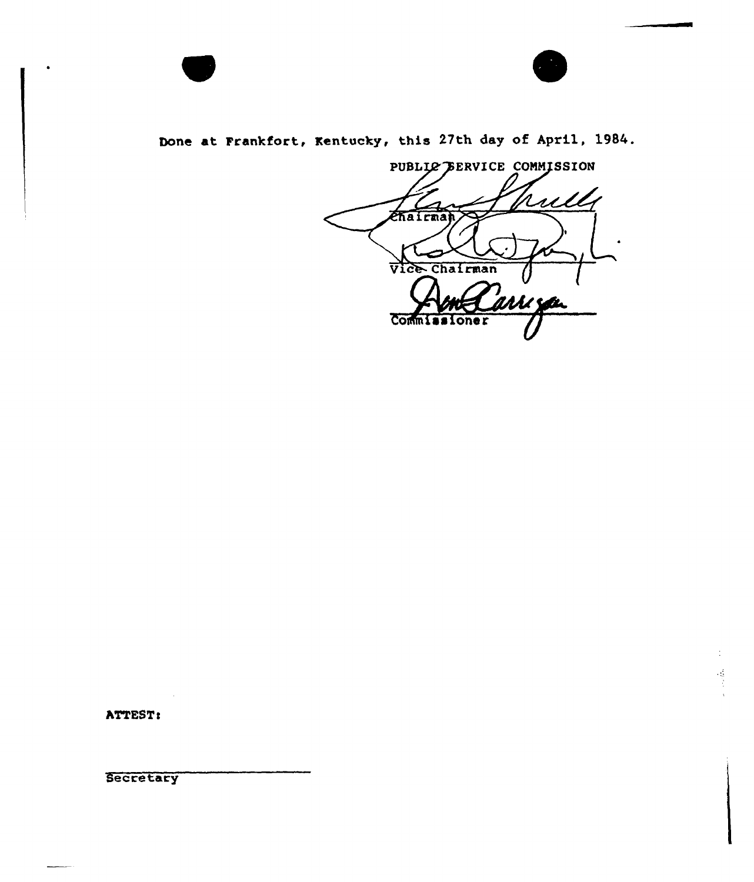Done at Frankfort, Kentucky, this 27th day of April, 1984.

PUBLIC SERVICE COMMISSION

Chairman

Vice Chairman

Commissioner

ATTEST:

Secretary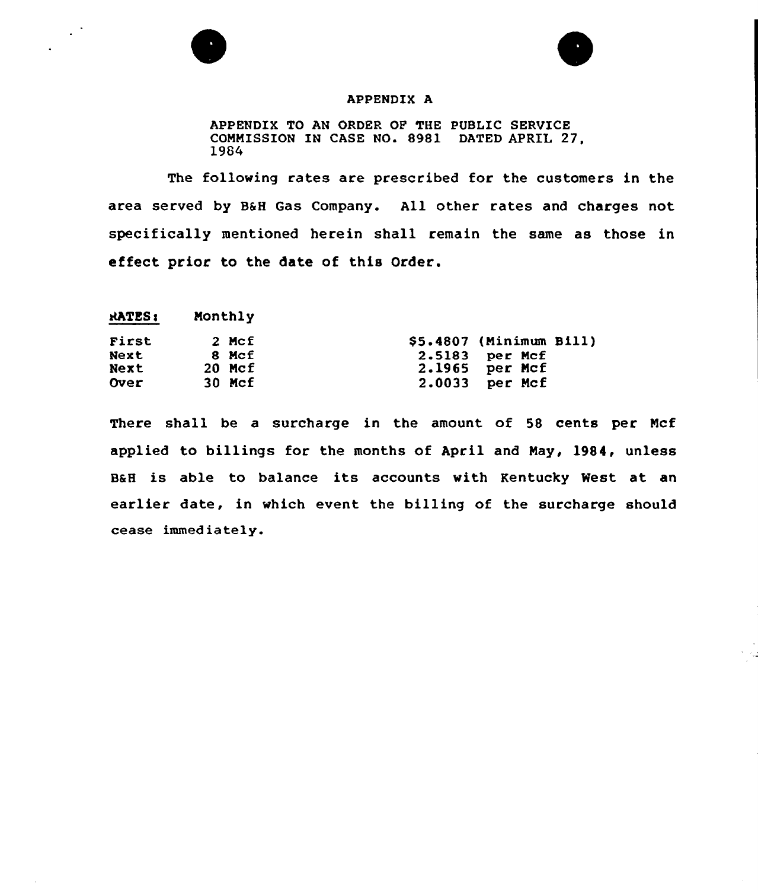# APPENDIX A

APPENDIX TO AN ORDER OF THE PUBLIC SERVICE COMMISSION IN CASE NO. 8981 DATED APRIL 27, 1984

The following rates are prescribed for the customers in the area served by B&H Gas Company. All other rates and charges not specifically mentioned herein shall remain the same as those in effect prior to the date of this Order.

**RATES:** Monthly

| | | |
|---|---|---|
| First | 2 Mcf | $5.4807 (Minimum Bill) |
| Next | 8 Mcf | 2.5183 per Mcf |
| Next | 20 Mcf | 2.1965 per Mcf |
| Over | 30 Mcf | 2.0033 per Mcf |

There shall be a surcharge in the amount of 58 cents per Mcf applied to billings for the months of April and May, 1984, unless B&H is able to balance its accounts with Kentucky West at an earlier date, in which event the billing of the surcharge should cease immediately.